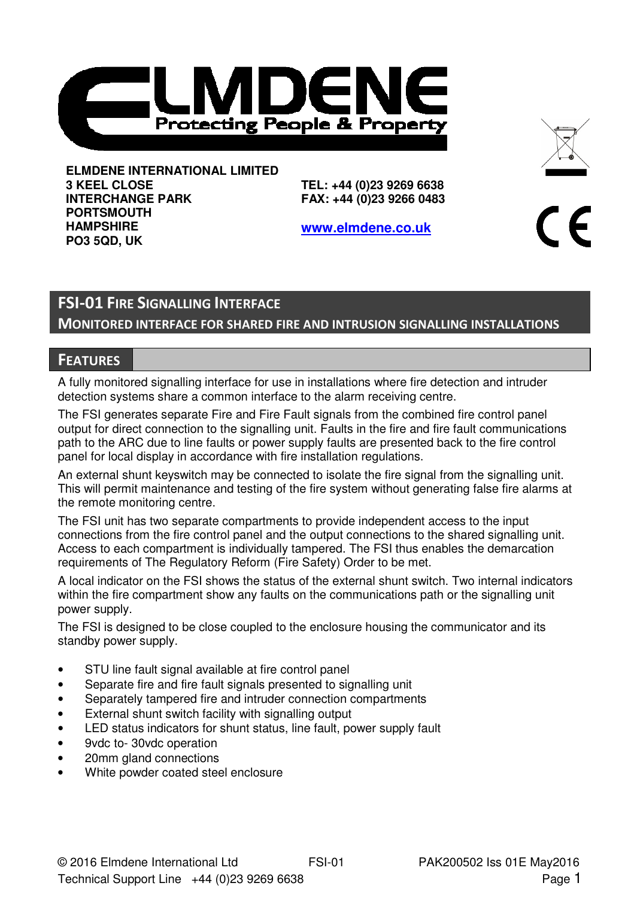# ELMDENE

Protecting People & Property

**ELMDENE INTERNATIONAL LIMITED**
**3 KEEL CLOSE**
**INTERCHANGE PARK**
**PORTSMOUTH**
**HAMPSHIRE**
**PO3 5QD, UK**

**TEL: +44 (0)23 9269 6638**
**FAX: +44 (0)23 9266 0483**

**www.elmdene.co.uk**

## FSI-01 Fire Signalling Interface

### Monitored interface for shared fire and intrusion signalling installations

## Features

A fully monitored signalling interface for use in installations where fire detection and intruder detection systems share a common interface to the alarm receiving centre.

The FSI generates separate Fire and Fire Fault signals from the combined fire control panel output for direct connection to the signalling unit. Faults in the fire and fire fault communications path to the ARC due to line faults or power supply faults are presented back to the fire control panel for local display in accordance with fire installation regulations.

An external shunt keyswitch may be connected to isolate the fire signal from the signalling unit. This will permit maintenance and testing of the fire system without generating false fire alarms at the remote monitoring centre.

The FSI unit has two separate compartments to provide independent access to the input connections from the fire control panel and the output connections to the shared signalling unit. Access to each compartment is individually tampered. The FSI thus enables the demarcation requirements of The Regulatory Reform (Fire Safety) Order to be met.

A local indicator on the FSI shows the status of the external shunt switch. Two internal indicators within the fire compartment show any faults on the communications path or the signalling unit power supply.

The FSI is designed to be close coupled to the enclosure housing the communicator and its standby power supply.

- STU line fault signal available at fire control panel
- Separate fire and fire fault signals presented to signalling unit
- Separately tampered fire and intruder connection compartments
- External shunt switch facility with signalling output
- LED status indicators for shunt status, line fault, power supply fault
- 9vdc to- 30vdc operation
- 20mm gland connections
- White powder coated steel enclosure

© 2016 Elmdene International Ltd FSI-01 PAK200502 Iss 01E May2016
Technical Support Line +44 (0)23 9269 6638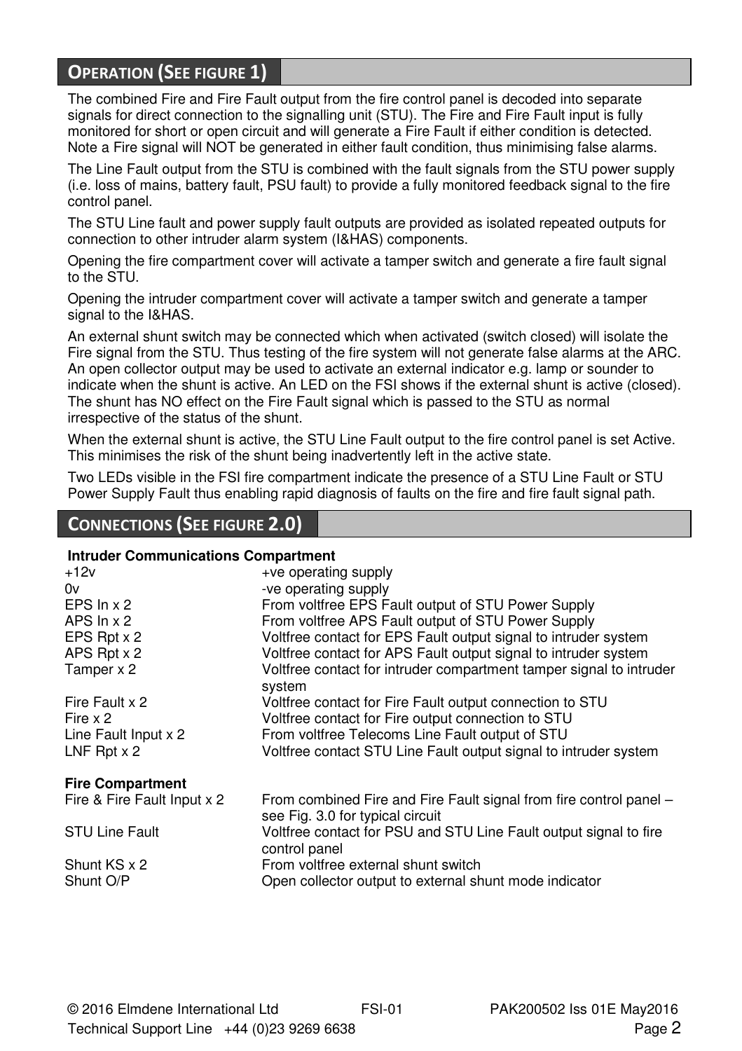## Operation (See figure 1)

The combined Fire and Fire Fault output from the fire control panel is decoded into separate signals for direct connection to the signalling unit (STU). The Fire and Fire Fault input is fully monitored for short or open circuit and will generate a Fire Fault if either condition is detected. Note a Fire signal will NOT be generated in either fault condition, thus minimising false alarms.

The Line Fault output from the STU is combined with the fault signals from the STU power supply (i.e. loss of mains, battery fault, PSU fault) to provide a fully monitored feedback signal to the fire control panel.

The STU Line fault and power supply fault outputs are provided as isolated repeated outputs for connection to other intruder alarm system (I&HAS) components.

Opening the fire compartment cover will activate a tamper switch and generate a fire fault signal to the STU.

Opening the intruder compartment cover will activate a tamper switch and generate a tamper signal to the I&HAS.

An external shunt switch may be connected which when activated (switch closed) will isolate the Fire signal from the STU. Thus testing of the fire system will not generate false alarms at the ARC. An open collector output may be used to activate an external indicator e.g. lamp or sounder to indicate when the shunt is active. An LED on the FSI shows if the external shunt is active (closed). The shunt has NO effect on the Fire Fault signal which is passed to the STU as normal irrespective of the status of the shunt.

When the external shunt is active, the STU Line Fault output to the fire control panel is set Active. This minimises the risk of the shunt being inadvertently left in the active state.

Two LEDs visible in the FSI fire compartment indicate the presence of a STU Line Fault or STU Power Supply Fault thus enabling rapid diagnosis of faults on the fire and fire fault signal path.

## Connections (See figure 2.0)

**Intruder Communications Compartment**

| | |
|---|---|
| +12v | +ve operating supply |
| 0v | -ve operating supply |
| EPS In x 2 | From voltfree EPS Fault output of STU Power Supply |
| APS In x 2 | From voltfree APS Fault output of STU Power Supply |
| EPS Rpt x 2 | Voltfree contact for EPS Fault output signal to intruder system |
| APS Rpt x 2 | Voltfree contact for APS Fault output signal to intruder system |
| Tamper x 2 | Voltfree contact for intruder compartment tamper signal to intruder system |
| Fire Fault x 2 | Voltfree contact for Fire Fault output connection to STU |
| Fire x 2 | Voltfree contact for Fire output connection to STU |
| Line Fault Input x 2 | From voltfree Telecoms Line Fault output of STU |
| LNF Rpt x 2 | Voltfree contact STU Line Fault output signal to intruder system |

**Fire Compartment**

| | |
|---|---|
| Fire & Fire Fault Input x 2 | From combined Fire and Fire Fault signal from fire control panel – see Fig. 3.0 for typical circuit |
| STU Line Fault | Voltfree contact for PSU and STU Line Fault output signal to fire control panel |
| Shunt KS x 2 | From voltfree external shunt switch |
| Shunt O/P | Open collector output to external shunt mode indicator |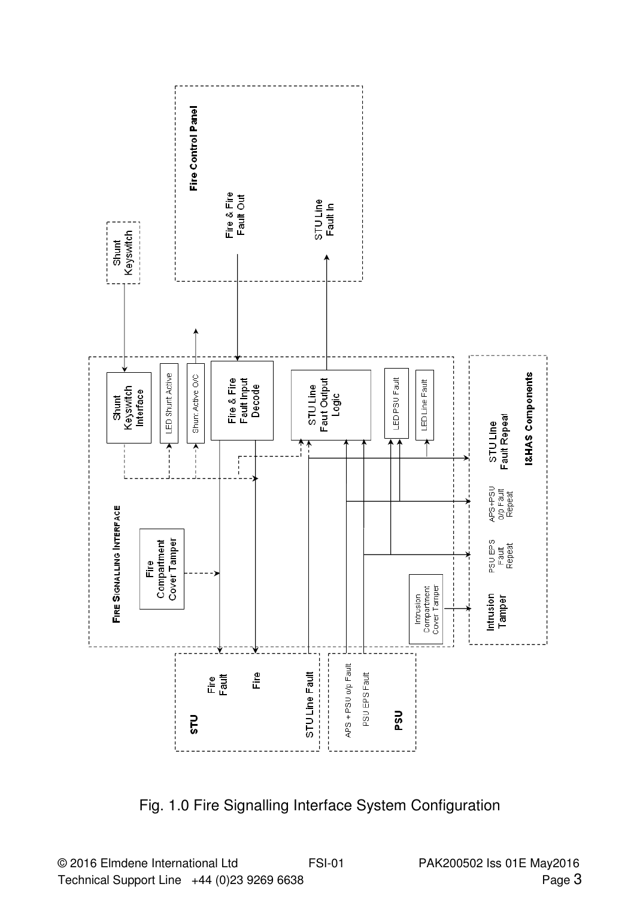Fig. 1.0 Fire Signalling Interface System Configuration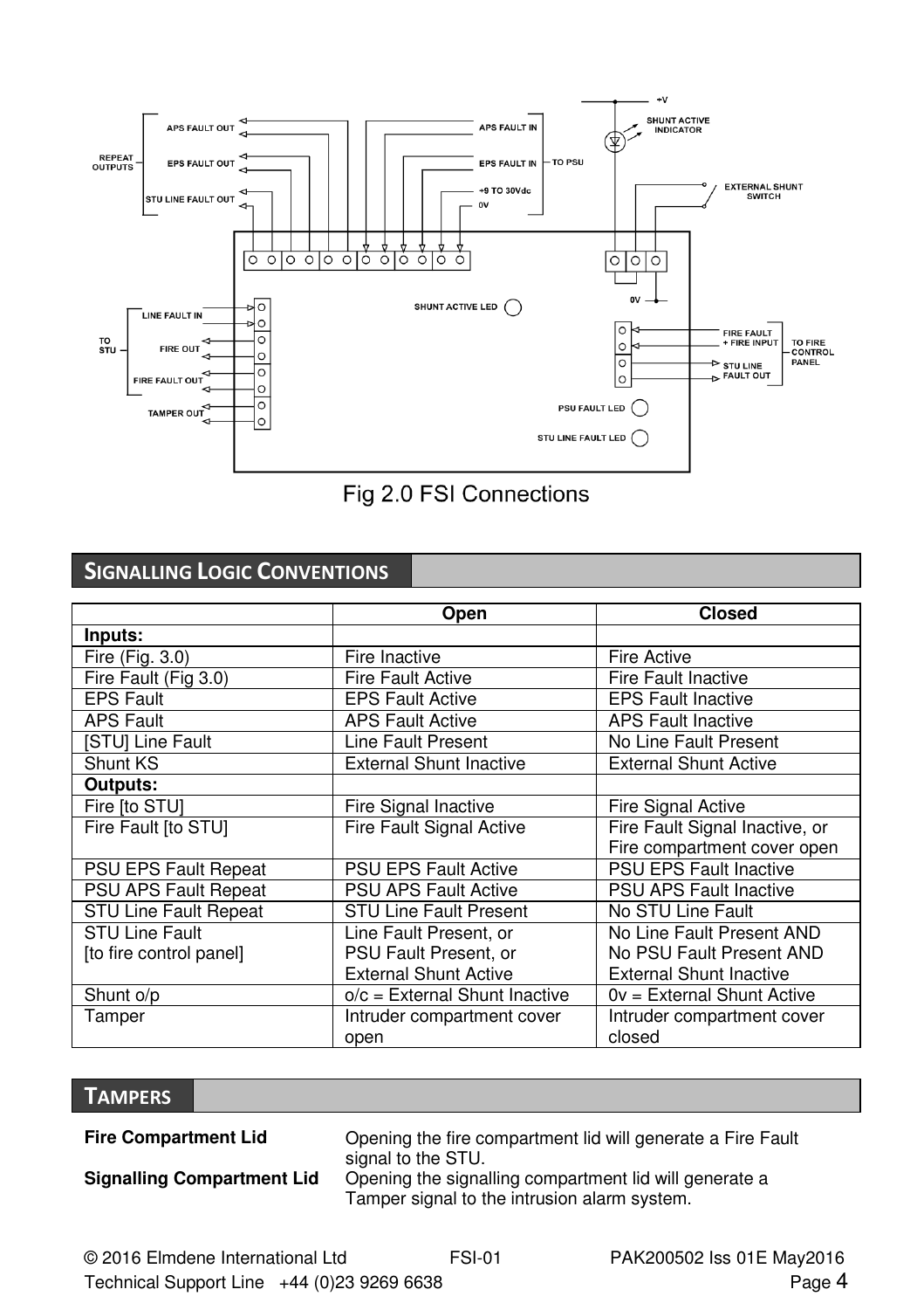Fig 2.0 FSI Connections

## SIGNALLING LOGIC CONVENTIONS

| | Open | Closed |
|---|---|---|
| **Inputs:** | | |
| Fire (Fig. 3.0) | Fire Inactive | Fire Active |
| Fire Fault (Fig 3.0) | Fire Fault Active | Fire Fault Inactive |
| EPS Fault | EPS Fault Active | EPS Fault Inactive |
| APS Fault | APS Fault Active | APS Fault Inactive |
| [STU] Line Fault | Line Fault Present | No Line Fault Present |
| Shunt KS | External Shunt Inactive | External Shunt Active |
| **Outputs:** | | |
| Fire [to STU] | Fire Signal Inactive | Fire Signal Active |
| Fire Fault [to STU] | Fire Fault Signal Active | Fire Fault Signal Inactive, or Fire compartment cover open |
| PSU EPS Fault Repeat | PSU EPS Fault Active | PSU EPS Fault Inactive |
| PSU APS Fault Repeat | PSU APS Fault Active | PSU APS Fault Inactive |
| STU Line Fault Repeat | STU Line Fault Present | No STU Line Fault |
| STU Line Fault [to fire control panel] | Line Fault Present, or PSU Fault Present, or External Shunt Active | No Line Fault Present AND No PSU Fault Present AND External Shunt Inactive |
| Shunt o/p | o/c = External Shunt Inactive | 0v = External Shunt Active |
| Tamper | Intruder compartment cover open | Intruder compartment cover closed |

## TAMPERS

**Fire Compartment Lid** Opening the fire compartment lid will generate a Fire Fault signal to the STU.

**Signalling Compartment Lid** Opening the signalling compartment lid will generate a Tamper signal to the intrusion alarm system.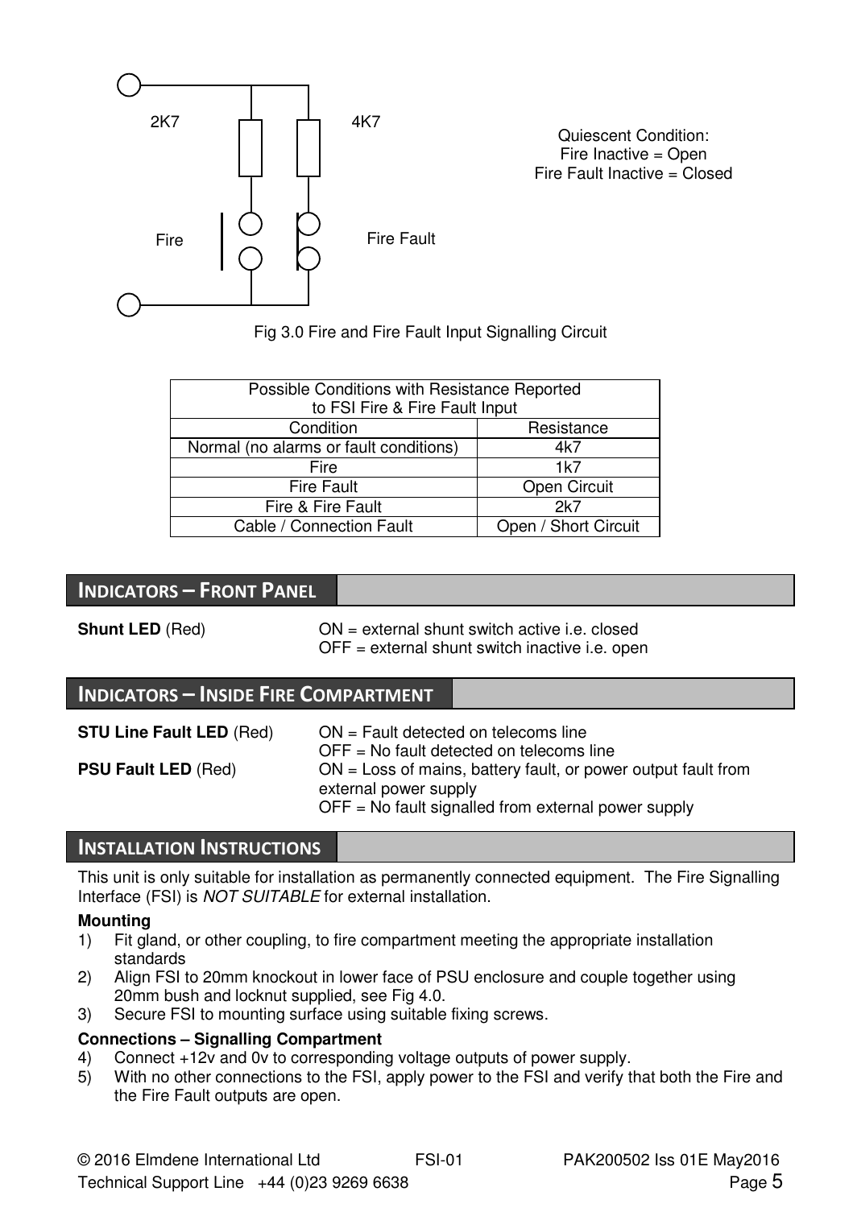2K7 4K7

Quiescent Condition:
Fire Inactive = Open
Fire Fault Inactive = Closed

Fire Fire Fault

Fig 3.0 Fire and Fire Fault Input Signalling Circuit

| Possible Conditions with Resistance Reported to FSI Fire & Fire Fault Input | |
|---|---|
| Condition | Resistance |
| Normal (no alarms or fault conditions) | 4k7 |
| Fire | 1k7 |
| Fire Fault | Open Circuit |
| Fire & Fire Fault | 2k7 |
| Cable / Connection Fault | Open / Short Circuit |

## INDICATORS – FRONT PANEL

**Shunt LED** (Red) ON = external shunt switch active i.e. closed
OFF = external shunt switch inactive i.e. open

## INDICATORS – INSIDE FIRE COMPARTMENT

**STU Line Fault LED** (Red) ON = Fault detected on telecoms line
OFF = No fault detected on telecoms line

**PSU Fault LED** (Red) ON = Loss of mains, battery fault, or power output fault from external power supply
OFF = No fault signalled from external power supply

## INSTALLATION INSTRUCTIONS

This unit is only suitable for installation as permanently connected equipment. The Fire Signalling Interface (FSI) is *NOT SUITABLE* for external installation.

**Mounting**

1) Fit gland, or other coupling, to fire compartment meeting the appropriate installation standards
2) Align FSI to 20mm knockout in lower face of PSU enclosure and couple together using 20mm bush and locknut supplied, see Fig 4.0.
3) Secure FSI to mounting surface using suitable fixing screws.

**Connections – Signalling Compartment**

4) Connect +12v and 0v to corresponding voltage outputs of power supply.
5) With no other connections to the FSI, apply power to the FSI and verify that both the Fire and the Fire Fault outputs are open.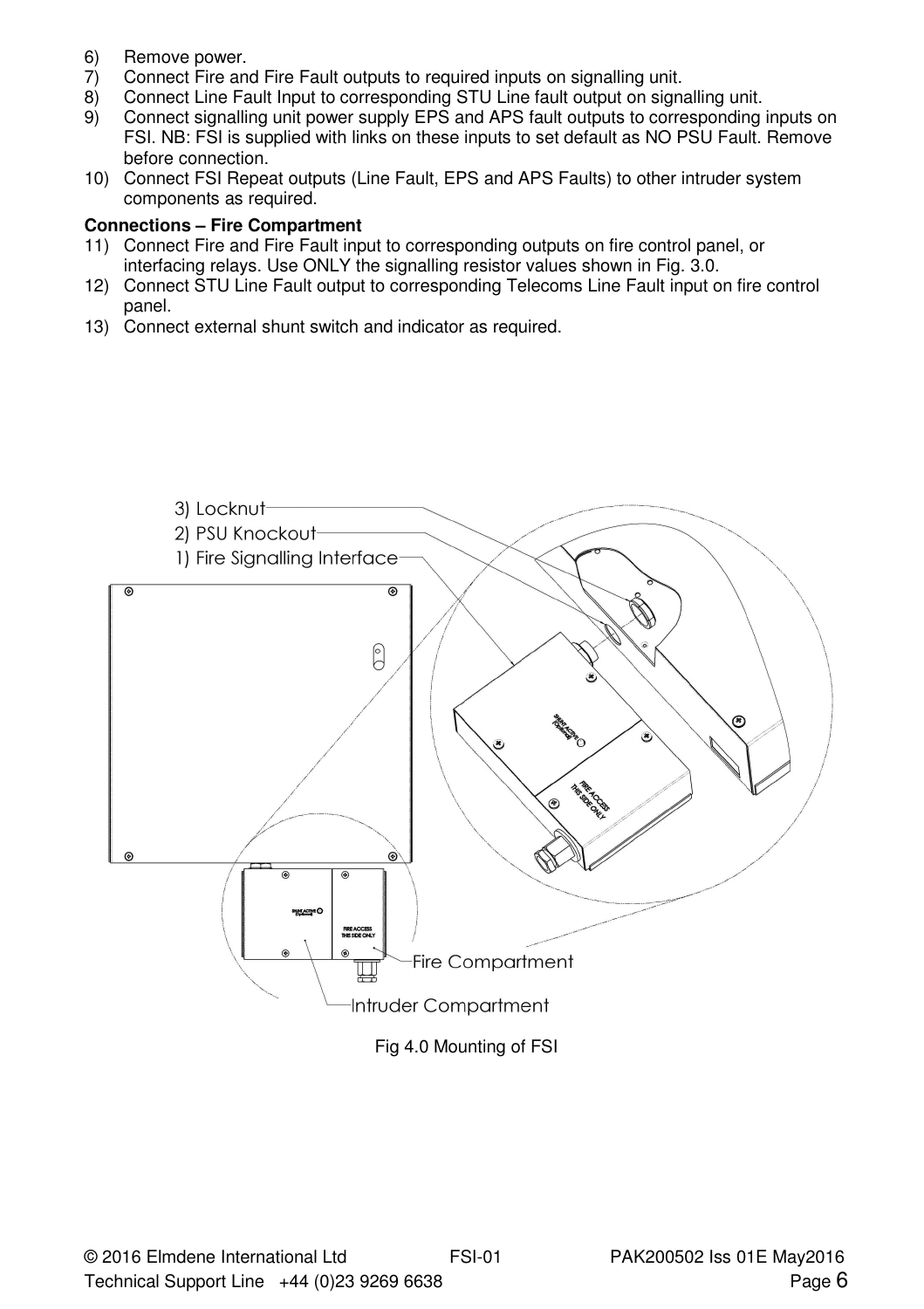6) Remove power.
7) Connect Fire and Fire Fault outputs to required inputs on signalling unit.
8) Connect Line Fault Input to corresponding STU Line fault output on signalling unit.
9) Connect signalling unit power supply EPS and APS fault outputs to corresponding inputs on FSI. NB: FSI is supplied with links on these inputs to set default as NO PSU Fault. Remove before connection.
10) Connect FSI Repeat outputs (Line Fault, EPS and APS Faults) to other intruder system components as required.

**Connections – Fire Compartment**

11) Connect Fire and Fire Fault input to corresponding outputs on fire control panel, or interfacing relays. Use ONLY the signalling resistor values shown in Fig. 3.0.
12) Connect STU Line Fault output to corresponding Telecoms Line Fault input on fire control panel.
13) Connect external shunt switch and indicator as required.

3) Locknut
2) PSU Knockout
1) Fire Signalling Interface

Fire Compartment
Intruder Compartment

Fig 4.0 Mounting of FSI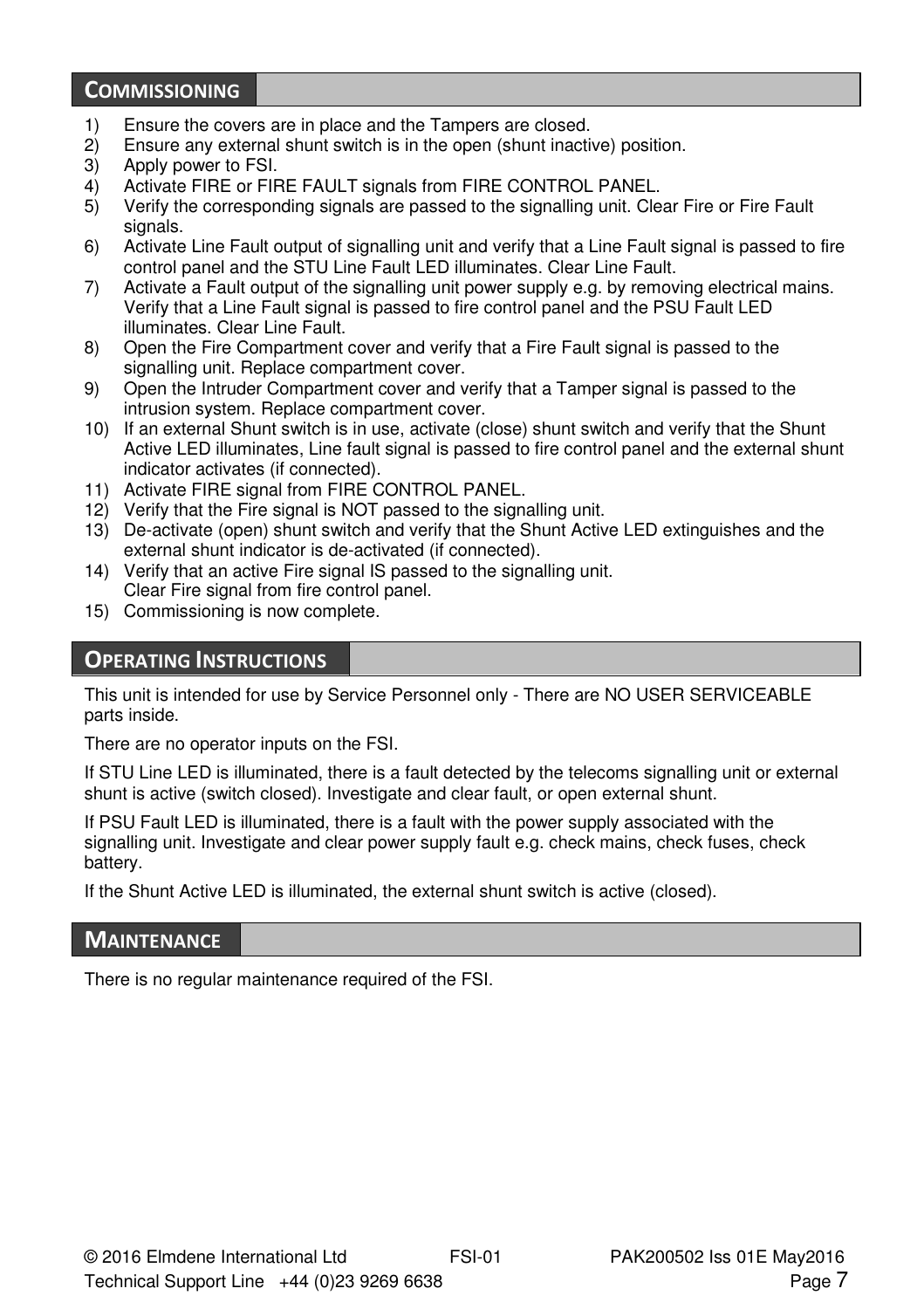## Commissioning

1) Ensure the covers are in place and the Tampers are closed.
2) Ensure any external shunt switch is in the open (shunt inactive) position.
3) Apply power to FSI.
4) Activate FIRE or FIRE FAULT signals from FIRE CONTROL PANEL.
5) Verify the corresponding signals are passed to the signalling unit. Clear Fire or Fire Fault signals.
6) Activate Line Fault output of signalling unit and verify that a Line Fault signal is passed to fire control panel and the STU Line Fault LED illuminates. Clear Line Fault.
7) Activate a Fault output of the signalling unit power supply e.g. by removing electrical mains. Verify that a Line Fault signal is passed to fire control panel and the PSU Fault LED illuminates. Clear Line Fault.
8) Open the Fire Compartment cover and verify that a Fire Fault signal is passed to the signalling unit. Replace compartment cover.
9) Open the Intruder Compartment cover and verify that a Tamper signal is passed to the intrusion system. Replace compartment cover.
10) If an external Shunt switch is in use, activate (close) shunt switch and verify that the Shunt Active LED illuminates, Line fault signal is passed to fire control panel and the external shunt indicator activates (if connected).
11) Activate FIRE signal from FIRE CONTROL PANEL.
12) Verify that the Fire signal is NOT passed to the signalling unit.
13) De-activate (open) shunt switch and verify that the Shunt Active LED extinguishes and the external shunt indicator is de-activated (if connected).
14) Verify that an active Fire signal IS passed to the signalling unit. Clear Fire signal from fire control panel.
15) Commissioning is now complete.

## Operating Instructions

This unit is intended for use by Service Personnel only - There are NO USER SERVICEABLE parts inside.

There are no operator inputs on the FSI.

If STU Line LED is illuminated, there is a fault detected by the telecoms signalling unit or external shunt is active (switch closed). Investigate and clear fault, or open external shunt.

If PSU Fault LED is illuminated, there is a fault with the power supply associated with the signalling unit. Investigate and clear power supply fault e.g. check mains, check fuses, check battery.

If the Shunt Active LED is illuminated, the external shunt switch is active (closed).

## Maintenance

There is no regular maintenance required of the FSI.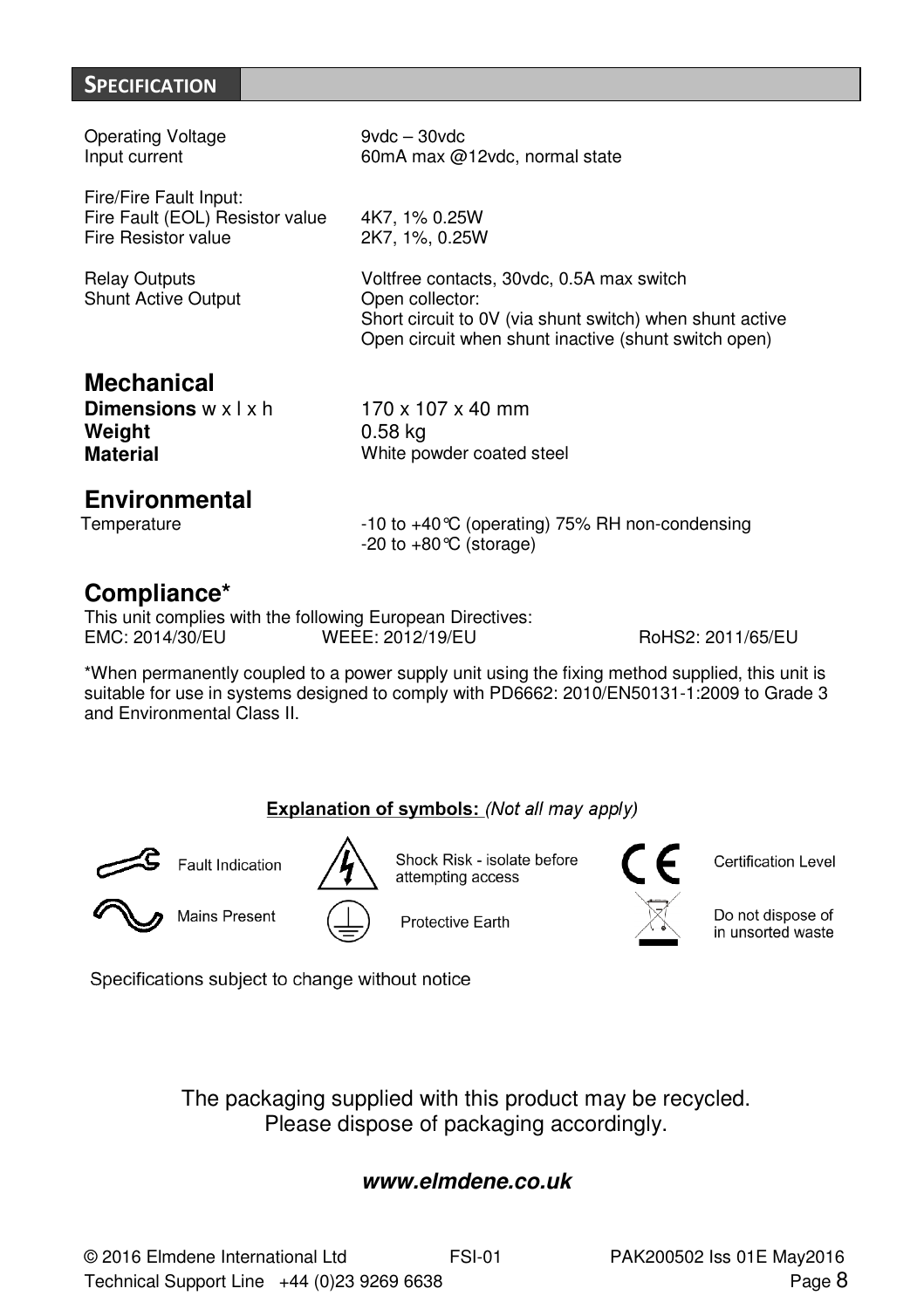## SPECIFICATION

| | |
|---|---|
| Operating Voltage | 9vdc – 30vdc |
| Input current | 60mA max @12vdc, normal state |
| Fire/Fire Fault Input: | |
| Fire Fault (EOL) Resistor value | 4K7, 1% 0.25W |
| Fire Resistor value | 2K7, 1%, 0.25W |
| Relay Outputs | Voltfree contacts, 30vdc, 0.5A max switch |
| Shunt Active Output | Open collector:<br>Short circuit to 0V (via shunt switch) when shunt active<br>Open circuit when shunt inactive (shunt switch open) |

### Mechanical

| | |
|---|---|
| **Dimensions** w x l x h | 170 x 107 x 40 mm |
| **Weight** | 0.58 kg |
| **Material** | White powder coated steel |

### Environmental

| | |
|---|---|
| Temperature | -10 to +40°C (operating) 75% RH non-condensing<br>-20 to +80°C (storage) |

### Compliance*

This unit complies with the following European Directives:

EMC: 2014/30/EU WEEE: 2012/19/EU RoHS2: 2011/65/EU

*When permanently coupled to a power supply unit using the fixing method supplied, this unit is suitable for use in systems designed to comply with PD6662: 2010/EN50131-1:2009 to Grade 3 and Environmental Class II.

**Explanation of symbols:** *(Not all may apply)*

Fault Indication

Shock Risk - isolate before attempting access

Certification Level

Mains Present

Protective Earth

Do not dispose of in unsorted waste

Specifications subject to change without notice

The packaging supplied with this product may be recycled.
Please dispose of packaging accordingly.

***www.elmdene.co.uk***

© 2016 Elmdene International Ltd FSI-01 PAK200502 Iss 01E May2016

Technical Support Line +44 (0)23 9269 6638